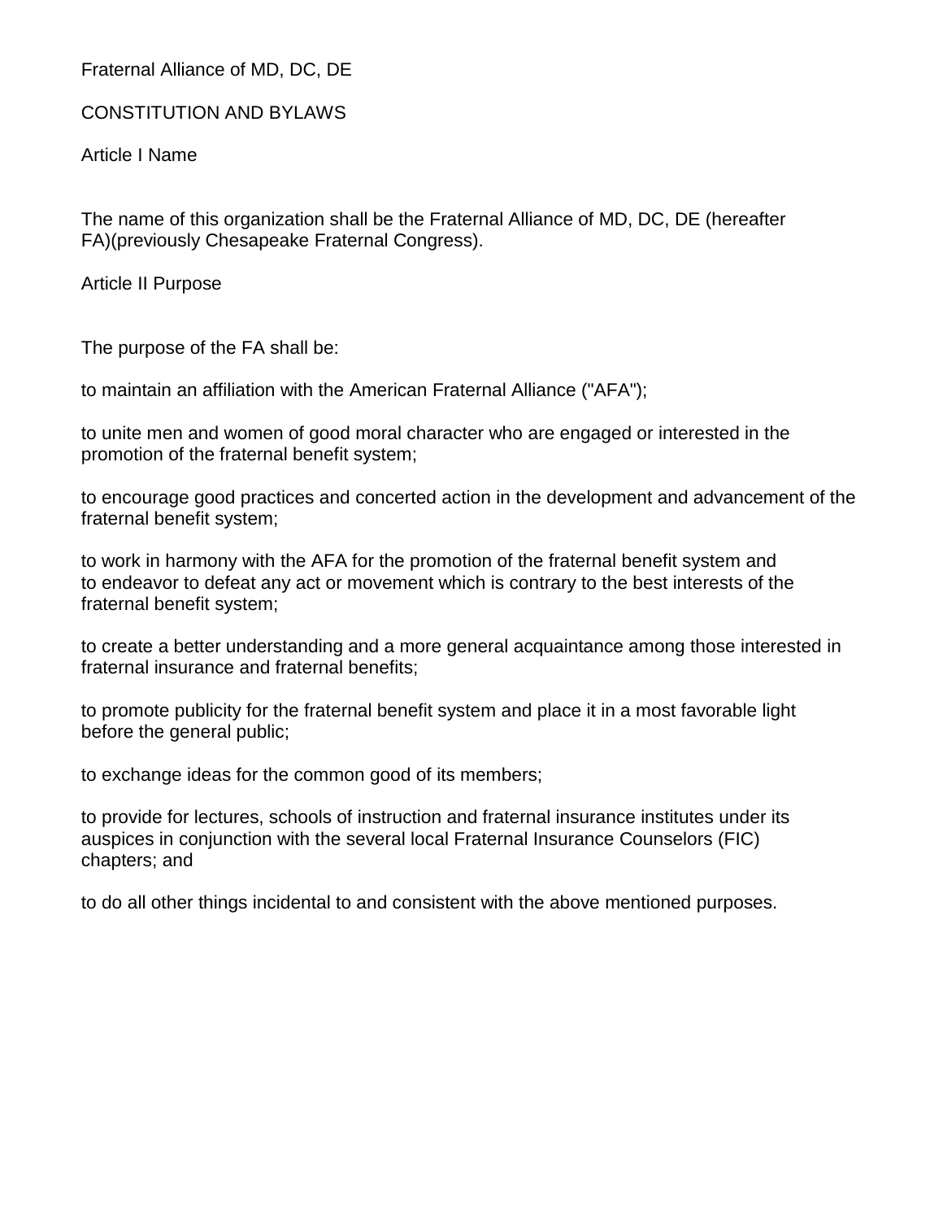# Fraternal Alliance of MD, DC, DE

## CONSTITUTION AND BYLAWS

### Article I Name

The name of this organization shall be the Fraternal Alliance of MD, DC, DE (hereafter FA)(previously Chesapeake Fraternal Congress).

### Article II Purpose

The purpose of the FA shall be:

to maintain an affiliation with the American Fraternal Alliance ("AFA");

to unite men and women of good moral character who are engaged or interested in the promotion of the fraternal benefit system;

to encourage good practices and concerted action in the development and advancement of the fraternal benefit system;

to work in harmony with the AFA for the promotion of the fraternal benefit system and to endeavor to defeat any act or movement which is contrary to the best interests of the fraternal benefit system;

to create a better understanding and a more general acquaintance among those interested in fraternal insurance and fraternal benefits;

to promote publicity for the fraternal benefit system and place it in a most favorable light before the general public;

to exchange ideas for the common good of its members;

to provide for lectures, schools of instruction and fraternal insurance institutes under its auspices in conjunction with the several local Fraternal Insurance Counselors (FIC) chapters; and

to do all other things incidental to and consistent with the above mentioned purposes.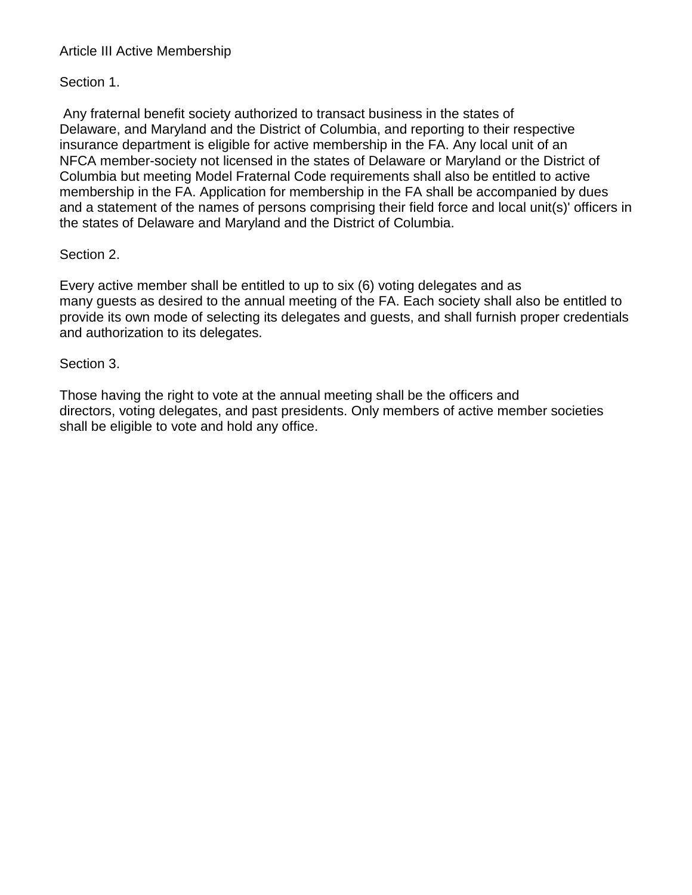## Article III Active Membership

### Section 1.

Any fraternal benefit society authorized to transact business in the states of Delaware, and Maryland and the District of Columbia, and reporting to their respective insurance department is eligible for active membership in the FA. Any local unit of an NFCA member-society not licensed in the states of Delaware or Maryland or the District of Columbia but meeting Model Fraternal Code requirements shall also be entitled to active membership in the FA. Application for membership in the FA shall be accompanied by dues and a statement of the names of persons comprising their field force and local unit(s)' officers in the states of Delaware and Maryland and the District of Columbia.

### Section 2.

Every active member shall be entitled to up to six (6) voting delegates and as many guests as desired to the annual meeting of the FA. Each society shall also be entitled to provide its own mode of selecting its delegates and guests, and shall furnish proper credentials and authorization to its delegates.

### Section 3.

Those having the right to vote at the annual meeting shall be the officers and directors, voting delegates, and past presidents. Only members of active member societies shall be eligible to vote and hold any office.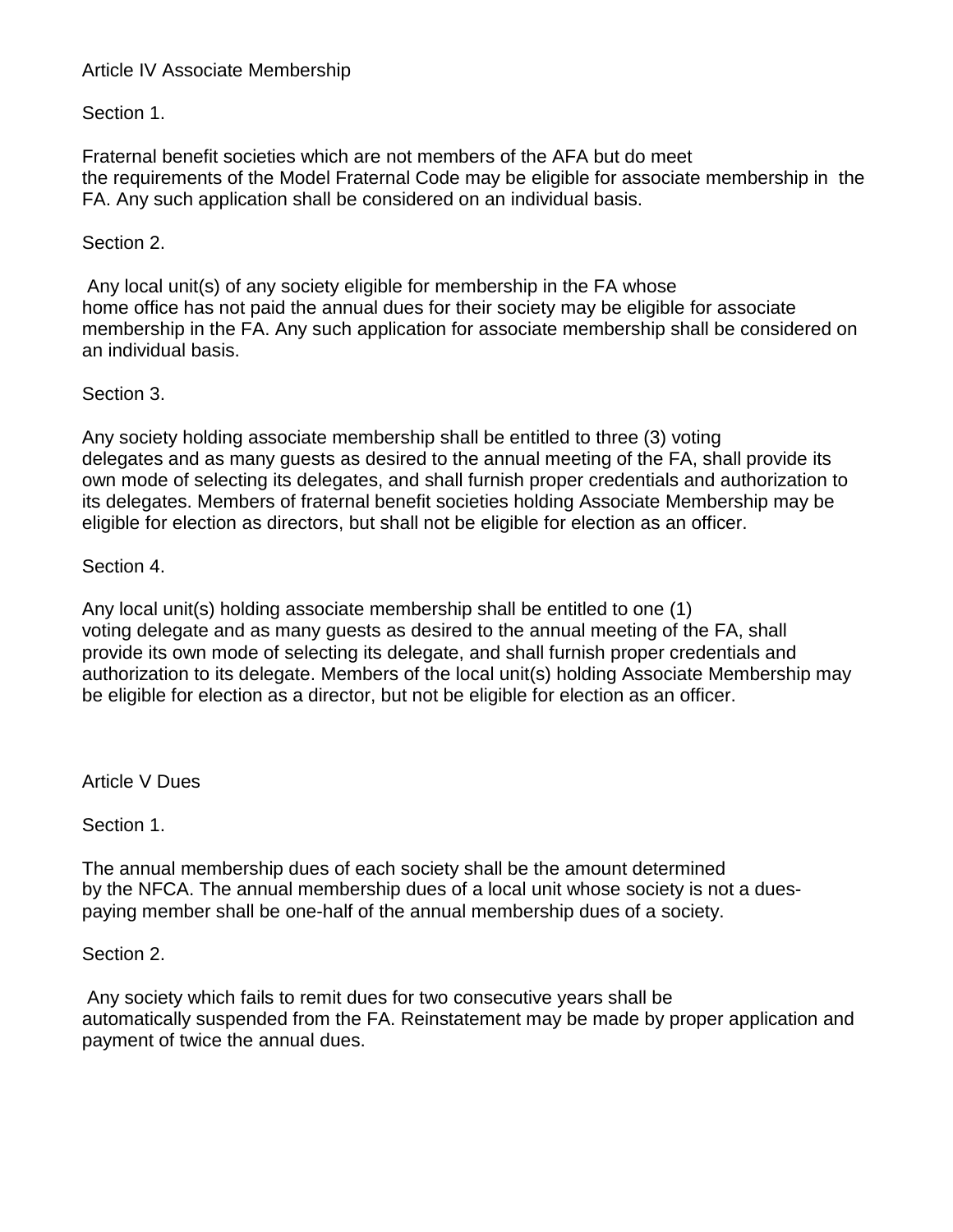## Article IV Associate Membership

### Section 1.

Fraternal benefit societies which are not members of the AFA but do meet the requirements of the Model Fraternal Code may be eligible for associate membership in the FA. Any such application shall be considered on an individual basis.

### Section 2.

Any local unit(s) of any society eligible for membership in the FA whose home office has not paid the annual dues for their society may be eligible for associate membership in the FA. Any such application for associate membership shall be considered on an individual basis.

### Section 3.

Any society holding associate membership shall be entitled to three (3) voting delegates and as many guests as desired to the annual meeting of the FA, shall provide its own mode of selecting its delegates, and shall furnish proper credentials and authorization to its delegates. Members of fraternal benefit societies holding Associate Membership may be eligible for election as directors, but shall not be eligible for election as an officer.

### Section 4.

Any local unit(s) holding associate membership shall be entitled to one (1) voting delegate and as many guests as desired to the annual meeting of the FA, shall provide its own mode of selecting its delegate, and shall furnish proper credentials and authorization to its delegate. Members of the local unit(s) holding Associate Membership may be eligible for election as a director, but not be eligible for election as an officer.

## Article V Dues

### Section 1.

The annual membership dues of each society shall be the amount determined by the NFCA. The annual membership dues of a local unit whose society is not a dues-paying member shall be one-half of the annual membership dues of a society.

### Section 2.

Any society which fails to remit dues for two consecutive years shall be automatically suspended from the FA. Reinstatement may be made by proper application and payment of twice the annual dues.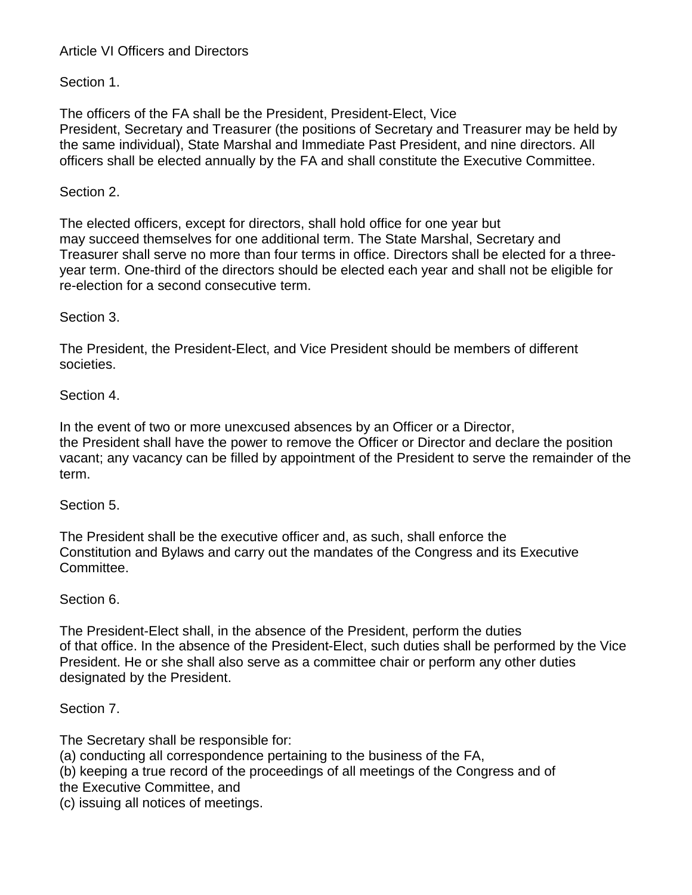## Article VI Officers and Directors

### Section 1.

The officers of the FA shall be the President, President-Elect, Vice President, Secretary and Treasurer (the positions of Secretary and Treasurer may be held by the same individual), State Marshal and Immediate Past President, and nine directors. All officers shall be elected annually by the FA and shall constitute the Executive Committee.

### Section 2.

The elected officers, except for directors, shall hold office for one year but may succeed themselves for one additional term. The State Marshal, Secretary and Treasurer shall serve no more than four terms in office. Directors shall be elected for a three-year term. One-third of the directors should be elected each year and shall not be eligible for re-election for a second consecutive term.

### Section 3.

The President, the President-Elect, and Vice President should be members of different societies.

### Section 4.

In the event of two or more unexcused absences by an Officer or a Director, the President shall have the power to remove the Officer or Director and declare the position vacant; any vacancy can be filled by appointment of the President to serve the remainder of the term.

### Section 5.

The President shall be the executive officer and, as such, shall enforce the Constitution and Bylaws and carry out the mandates of the Congress and its Executive Committee.

### Section 6.

The President-Elect shall, in the absence of the President, perform the duties of that office. In the absence of the President-Elect, such duties shall be performed by the Vice President. He or she shall also serve as a committee chair or perform any other duties designated by the President.

### Section 7.

The Secretary shall be responsible for:

(a) conducting all correspondence pertaining to the business of the FA,
(b) keeping a true record of the proceedings of all meetings of the Congress and of the Executive Committee, and
(c) issuing all notices of meetings.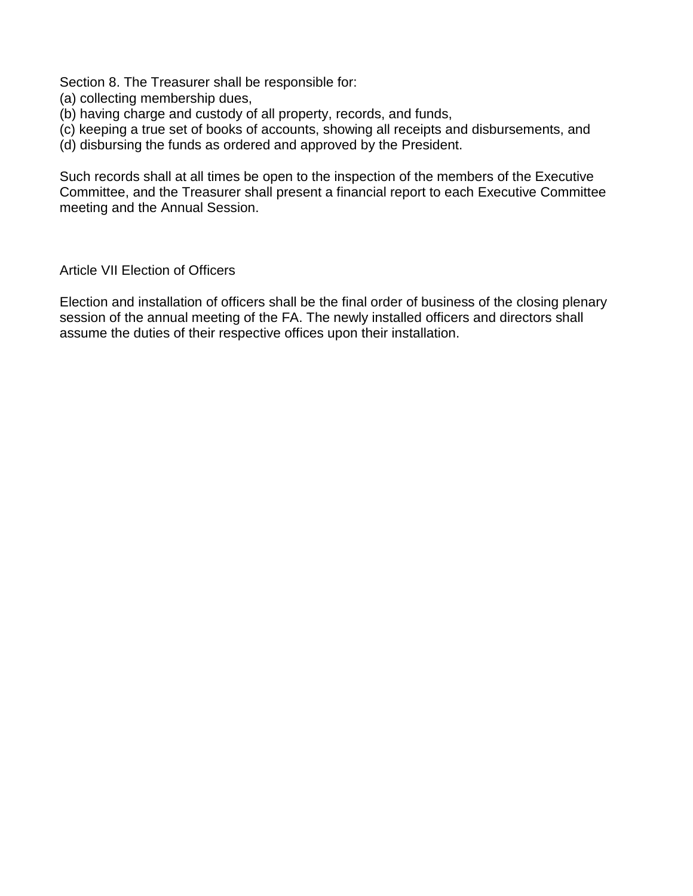Section 8. The Treasurer shall be responsible for:
(a) collecting membership dues,
(b) having charge and custody of all property, records, and funds,
(c) keeping a true set of books of accounts, showing all receipts and disbursements, and
(d) disbursing the funds as ordered and approved by the President.

Such records shall at all times be open to the inspection of the members of the Executive Committee, and the Treasurer shall present a financial report to each Executive Committee meeting and the Annual Session.

## Article VII Election of Officers

Election and installation of officers shall be the final order of business of the closing plenary session of the annual meeting of the FA. The newly installed officers and directors shall assume the duties of their respective offices upon their installation.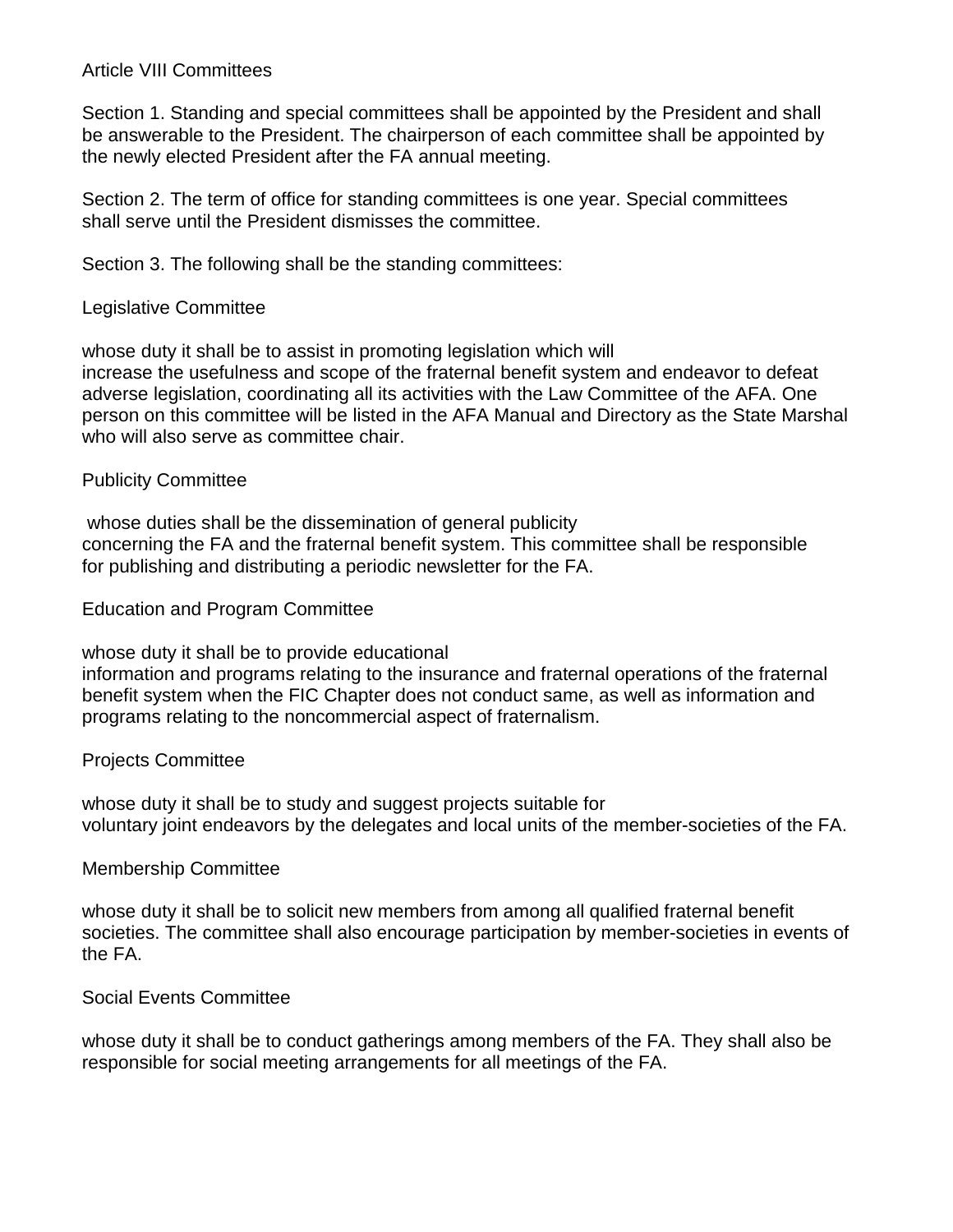## Article VIII Committees

Section 1. Standing and special committees shall be appointed by the President and shall be answerable to the President. The chairperson of each committee shall be appointed by the newly elected President after the FA annual meeting.

Section 2. The term of office for standing committees is one year. Special committees shall serve until the President dismisses the committee.

Section 3. The following shall be the standing committees:

### Legislative Committee

whose duty it shall be to assist in promoting legislation which will increase the usefulness and scope of the fraternal benefit system and endeavor to defeat adverse legislation, coordinating all its activities with the Law Committee of the AFA. One person on this committee will be listed in the AFA Manual and Directory as the State Marshal who will also serve as committee chair.

### Publicity Committee

whose duties shall be the dissemination of general publicity concerning the FA and the fraternal benefit system. This committee shall be responsible for publishing and distributing a periodic newsletter for the FA.

### Education and Program Committee

whose duty it shall be to provide educational information and programs relating to the insurance and fraternal operations of the fraternal benefit system when the FIC Chapter does not conduct same, as well as information and programs relating to the noncommercial aspect of fraternalism.

### Projects Committee

whose duty it shall be to study and suggest projects suitable for voluntary joint endeavors by the delegates and local units of the member-societies of the FA.

### Membership Committee

whose duty it shall be to solicit new members from among all qualified fraternal benefit societies. The committee shall also encourage participation by member-societies in events of the FA.

### Social Events Committee

whose duty it shall be to conduct gatherings among members of the FA. They shall also be responsible for social meeting arrangements for all meetings of the FA.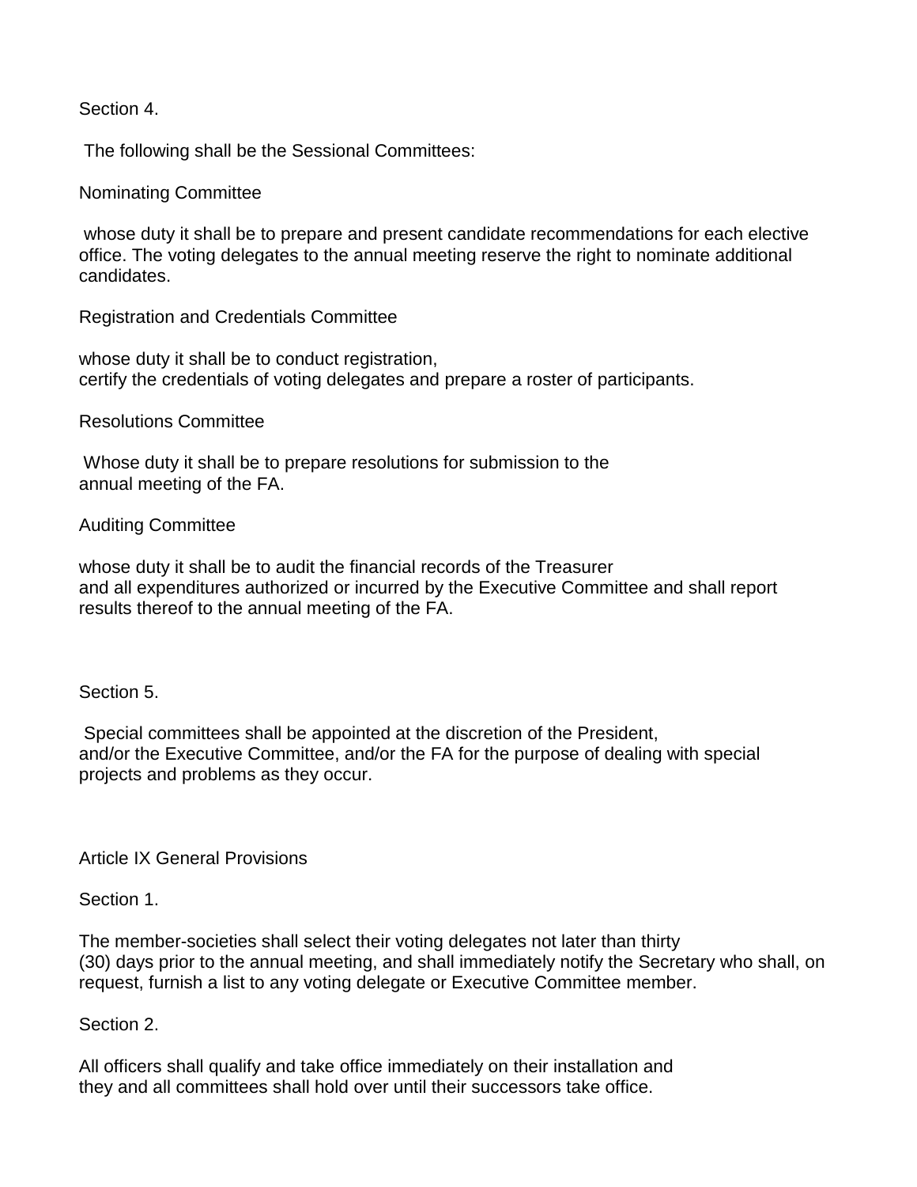Section 4.

The following shall be the Sessional Committees:

Nominating Committee

whose duty it shall be to prepare and present candidate recommendations for each elective office. The voting delegates to the annual meeting reserve the right to nominate additional candidates.

Registration and Credentials Committee

whose duty it shall be to conduct registration, certify the credentials of voting delegates and prepare a roster of participants.

Resolutions Committee

Whose duty it shall be to prepare resolutions for submission to the annual meeting of the FA.

Auditing Committee

whose duty it shall be to audit the financial records of the Treasurer and all expenditures authorized or incurred by the Executive Committee and shall report results thereof to the annual meeting of the FA.

Section 5.

Special committees shall be appointed at the discretion of the President, and/or the Executive Committee, and/or the FA for the purpose of dealing with special projects and problems as they occur.

## Article IX General Provisions

Section 1.

The member-societies shall select their voting delegates not later than thirty (30) days prior to the annual meeting, and shall immediately notify the Secretary who shall, on request, furnish a list to any voting delegate or Executive Committee member.

Section 2.

All officers shall qualify and take office immediately on their installation and they and all committees shall hold over until their successors take office.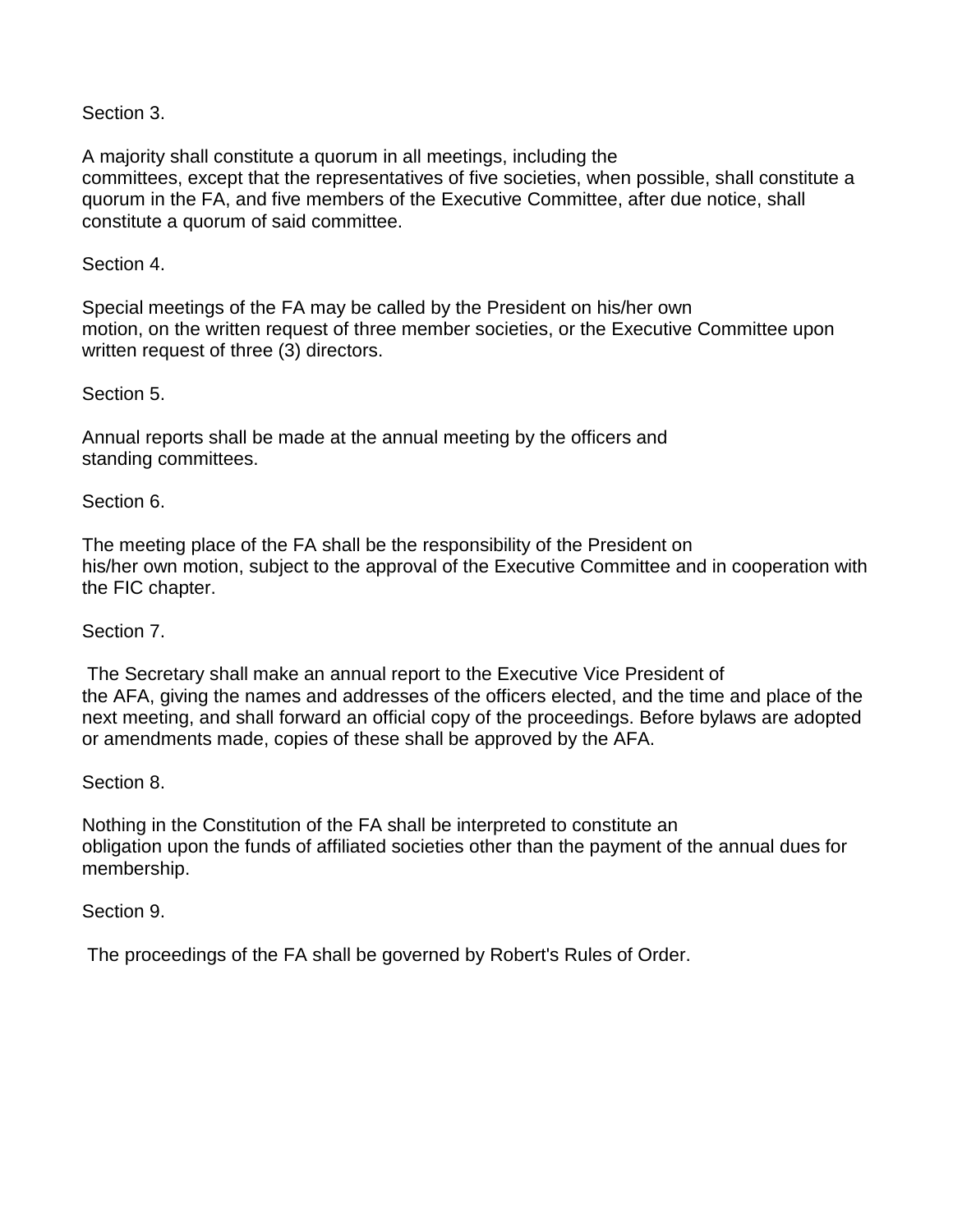Section 3.

A majority shall constitute a quorum in all meetings, including the committees, except that the representatives of five societies, when possible, shall constitute a quorum in the FA, and five members of the Executive Committee, after due notice, shall constitute a quorum of said committee.

Section 4.

Special meetings of the FA may be called by the President on his/her own motion, on the written request of three member societies, or the Executive Committee upon written request of three (3) directors.

Section 5.

Annual reports shall be made at the annual meeting by the officers and standing committees.

Section 6.

The meeting place of the FA shall be the responsibility of the President on his/her own motion, subject to the approval of the Executive Committee and in cooperation with the FIC chapter.

Section 7.

The Secretary shall make an annual report to the Executive Vice President of the AFA, giving the names and addresses of the officers elected, and the time and place of the next meeting, and shall forward an official copy of the proceedings. Before bylaws are adopted or amendments made, copies of these shall be approved by the AFA.

Section 8.

Nothing in the Constitution of the FA shall be interpreted to constitute an obligation upon the funds of affiliated societies other than the payment of the annual dues for membership.

Section 9.

The proceedings of the FA shall be governed by Robert's Rules of Order.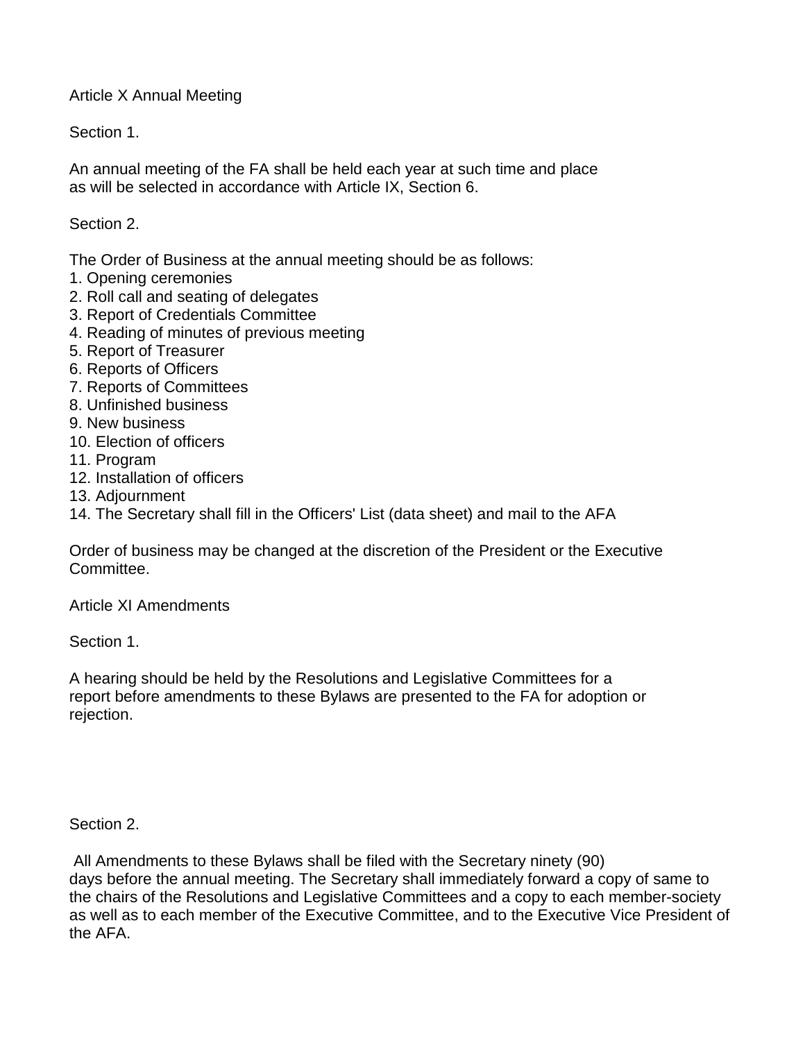## Article X Annual Meeting

### Section 1.

An annual meeting of the FA shall be held each year at such time and place as will be selected in accordance with Article IX, Section 6.

### Section 2.

The Order of Business at the annual meeting should be as follows:

1. Opening ceremonies
2. Roll call and seating of delegates
3. Report of Credentials Committee
4. Reading of minutes of previous meeting
5. Report of Treasurer
6. Reports of Officers
7. Reports of Committees
8. Unfinished business
9. New business
10. Election of officers
11. Program
12. Installation of officers
13. Adjournment
14. The Secretary shall fill in the Officers' List (data sheet) and mail to the AFA

Order of business may be changed at the discretion of the President or the Executive Committee.

## Article XI Amendments

### Section 1.

A hearing should be held by the Resolutions and Legislative Committees for a report before amendments to these Bylaws are presented to the FA for adoption or rejection.

### Section 2.

All Amendments to these Bylaws shall be filed with the Secretary ninety (90) days before the annual meeting. The Secretary shall immediately forward a copy of same to the chairs of the Resolutions and Legislative Committees and a copy to each member-society as well as to each member of the Executive Committee, and to the Executive Vice President of the AFA.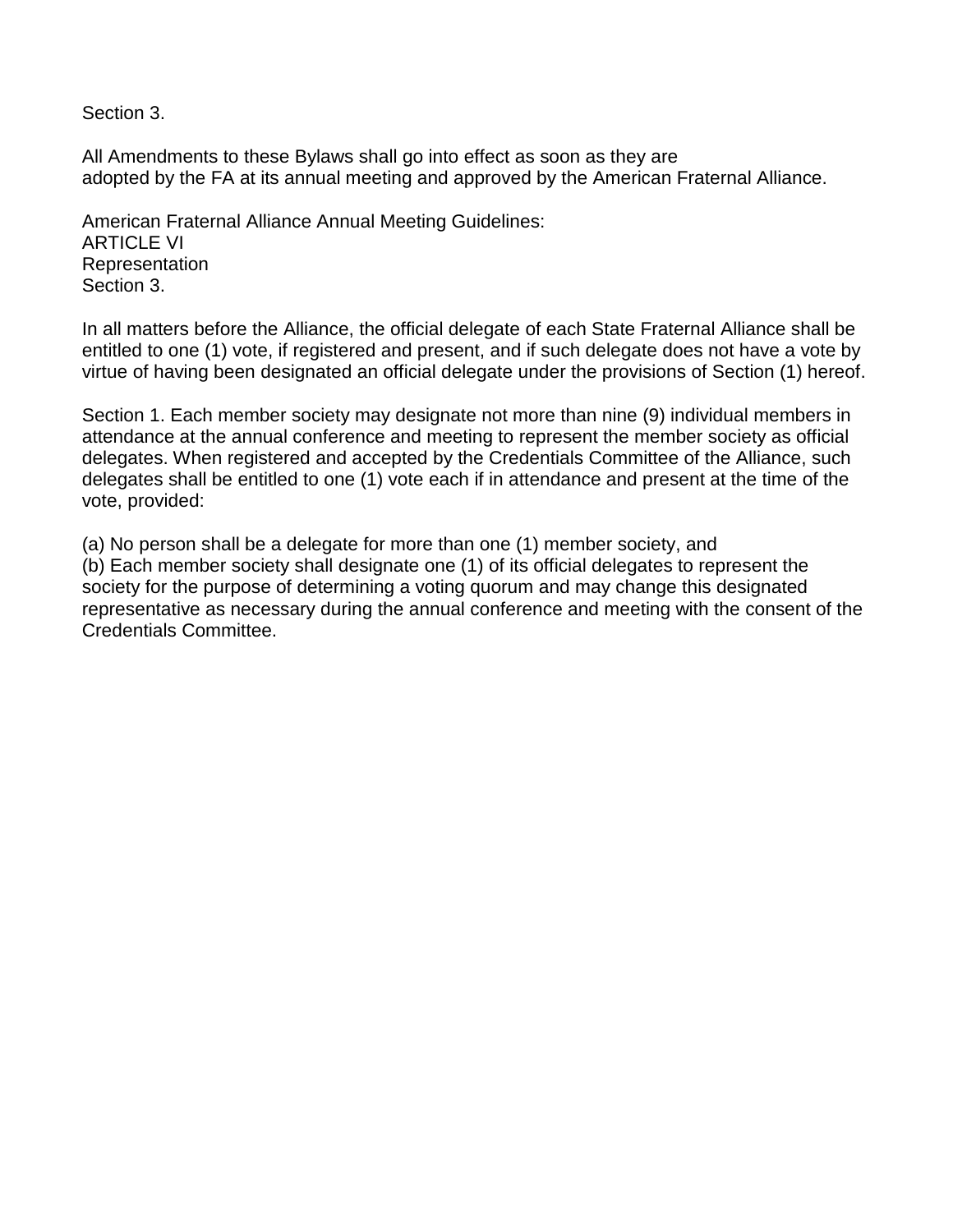Section 3.

All Amendments to these Bylaws shall go into effect as soon as they are
adopted by the FA at its annual meeting and approved by the American Fraternal Alliance.

American Fraternal Alliance Annual Meeting Guidelines:
ARTICLE VI
Representation
Section 3.

In all matters before the Alliance, the official delegate of each State Fraternal Alliance shall be entitled to one (1) vote, if registered and present, and if such delegate does not have a vote by virtue of having been designated an official delegate under the provisions of Section (1) hereof.

Section 1. Each member society may designate not more than nine (9) individual members in attendance at the annual conference and meeting to represent the member society as official delegates. When registered and accepted by the Credentials Committee of the Alliance, such delegates shall be entitled to one (1) vote each if in attendance and present at the time of the vote, provided:

(a) No person shall be a delegate for more than one (1) member society, and
(b) Each member society shall designate one (1) of its official delegates to represent the society for the purpose of determining a voting quorum and may change this designated representative as necessary during the annual conference and meeting with the consent of the Credentials Committee.